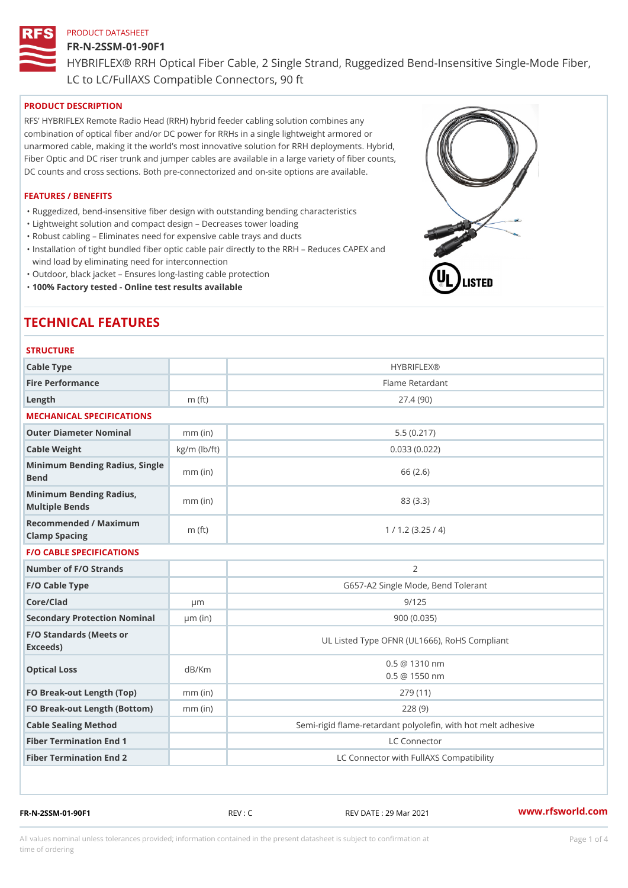PRODUCT DATASHEET

# FR-N-2SSM-01-90F1

HYBRIFLEX® RRH Optical Fiber Cable, 2 Single Strand, Ruggedized Bend-Insensitive Single-Mode Fiber, LC to LC/FullAXS Compatible Connectors, 90 ft

## PRODUCT DESCRIPTION

RFS' HYBRIFLEX Remote Radio Head (RRH) hybrid feeder cabling solution combines any combination of optical fiber and/or DC power for RRHs in a single lightweight armored or unarmored cable, making it the world's most innovative solution for RRH deployments. Hybrid, Fiber Optic and DC riser trunk and jumper cables are available in a large variety of fiber counts, DC counts and cross sections. Both pre-connectorized and on-site options are available.

## FEATURES / BENEFITS

- Ruggedized, bend-insensitive fiber design with outstanding bending characteristics
- Lightweight solution and compact design – Decreases tower loading
- Robust cabling – Eliminates need for expensive cable trays and ducts
- Installation of tight bundled fiber optic cable pair directly to the RRH – Reduces CAPEX and wind load by eliminating need for interconnection
- Outdoor, black jacket – Ensures long-lasting cable protection
- **100% Factory tested - Online test results available**

# TECHNICAL FEATURES

### STRUCTURE

| | | |
|---|---|---|
| **Cable Type** | | HYBRIFLEX® |
| **Fire Performance** | | Flame Retardant |
| **Length** | m (ft) | 27.4 (90) |

### MECHANICAL SPECIFICATIONS

| | | |
|---|---|---|
| **Outer Diameter Nominal** | mm (in) | 5.5 (0.217) |
| **Cable Weight** | kg/m (lb/ft) | 0.033 (0.022) |
| **Minimum Bending Radius, Single Bend** | mm (in) | 66 (2.6) |
| **Minimum Bending Radius, Multiple Bends** | mm (in) | 83 (3.3) |
| **Recommended / Maximum Clamp Spacing** | m (ft) | 1 / 1.2 (3.25 / 4) |

### F/O CABLE SPECIFICATIONS

| | | |
|---|---|---|
| **Number of F/O Strands** | | 2 |
| **F/O Cable Type** | | G657-A2 Single Mode, Bend Tolerant |
| **Core/Clad** | μm | 9/125 |
| **Secondary Protection Nominal** | μm (in) | 900 (0.035) |
| **F/O Standards (Meets or Exceeds)** | | UL Listed Type OFNR (UL1666), RoHS Compliant |
| **Optical Loss** | dB/Km | 0.5 @ 1310 nm<br>0.5 @ 1550 nm |
| **FO Break-out Length (Top)** | mm (in) | 279 (11) |
| **FO Break-out Length (Bottom)** | mm (in) | 228 (9) |
| **Cable Sealing Method** | | Semi-rigid flame-retardant polyolefin, with hot melt adhesive |
| **Fiber Termination End 1** | | LC Connector |
| **Fiber Termination End 2** | | LC Connector with FullAXS Compatibility |

FR-N-2SSM-01-90F1 REV : C REV DATE : 29 Mar 2021 www.rfsworld.com

All values nominal unless tolerances provided; information contained in the present datasheet is subject to confirmation at time of ordering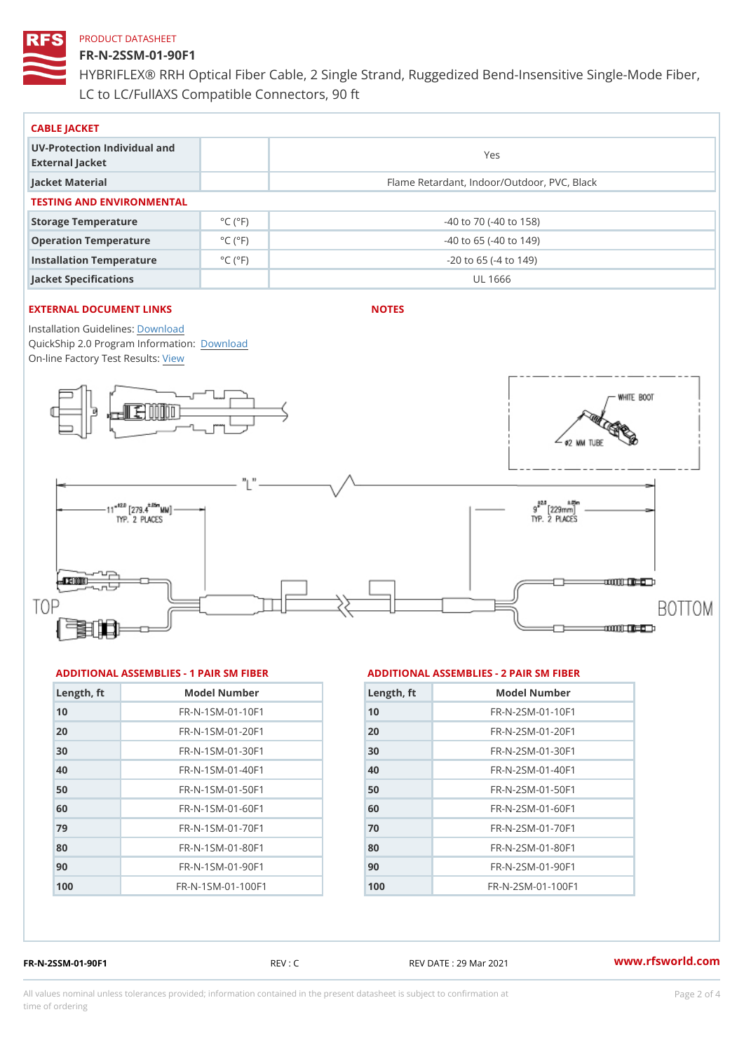PRODUCT DATASHEET

# FR-N-2SSM-01-90F1

HYBRIFLEX® RRH Optical Fiber Cable, 2 Single Strand, Ruggedized Bend-Insensitive Single-Mode Fiber, LC to LC/FullAXS Compatible Connectors, 90 ft

## CABLE JACKET

| | | |
|---|---|---|
| UV-Protection Individual and External Jacket | | Yes |
| Jacket Material | | Flame Retardant, Indoor/Outdoor, PVC, Black |

## TESTING AND ENVIRONMENTAL

| | | |
|---|---|---|
| Storage Temperature | °C (°F) | -40 to 70 (-40 to 158) |
| Operation Temperature | °C (°F) | -40 to 65 (-40 to 149) |
| Installation Temperature | °C (°F) | -20 to 65 (-4 to 149) |
| Jacket Specifications | | UL 1666 |

## EXTERNAL DOCUMENT LINKS

Installation Guidelines: Download
QuickShip 2.0 Program Information: Download
On-line Factory Test Results: View

## NOTES

WHITE BOOT
Ø2 MM TUBE
"L"
11" ±2.0 [279.4 ±... MM] TYP. 2 PLACES
9" ±2.0 [229mm] ±... TYP. 2 PLACES
TOP
BOTTOM

## ADDITIONAL ASSEMBLIES - 1 PAIR SM FIBER

| Length, ft | Model Number |
|---|---|
| 10 | FR-N-1SM-01-10F1 |
| 20 | FR-N-1SM-01-20F1 |
| 30 | FR-N-1SM-01-30F1 |
| 40 | FR-N-1SM-01-40F1 |
| 50 | FR-N-1SM-01-50F1 |
| 60 | FR-N-1SM-01-60F1 |
| 79 | FR-N-1SM-01-70F1 |
| 80 | FR-N-1SM-01-80F1 |
| 90 | FR-N-1SM-01-90F1 |
| 100 | FR-N-1SM-01-100F1 |

## ADDITIONAL ASSEMBLIES - 2 PAIR SM FIBER

| Length, ft | Model Number |
|---|---|
| 10 | FR-N-2SM-01-10F1 |
| 20 | FR-N-2SM-01-20F1 |
| 30 | FR-N-2SM-01-30F1 |
| 40 | FR-N-2SM-01-40F1 |
| 50 | FR-N-2SM-01-50F1 |
| 60 | FR-N-2SM-01-60F1 |
| 70 | FR-N-2SM-01-70F1 |
| 80 | FR-N-2SM-01-80F1 |
| 90 | FR-N-2SM-01-90F1 |
| 100 | FR-N-2SM-01-100F1 |

FR-N-2SSM-01-90F1 REV : C REV DATE : 29 Mar 2021 www.rfsworld.com

All values nominal unless tolerances provided; information contained in the present datasheet is subject to confirmation at time of ordering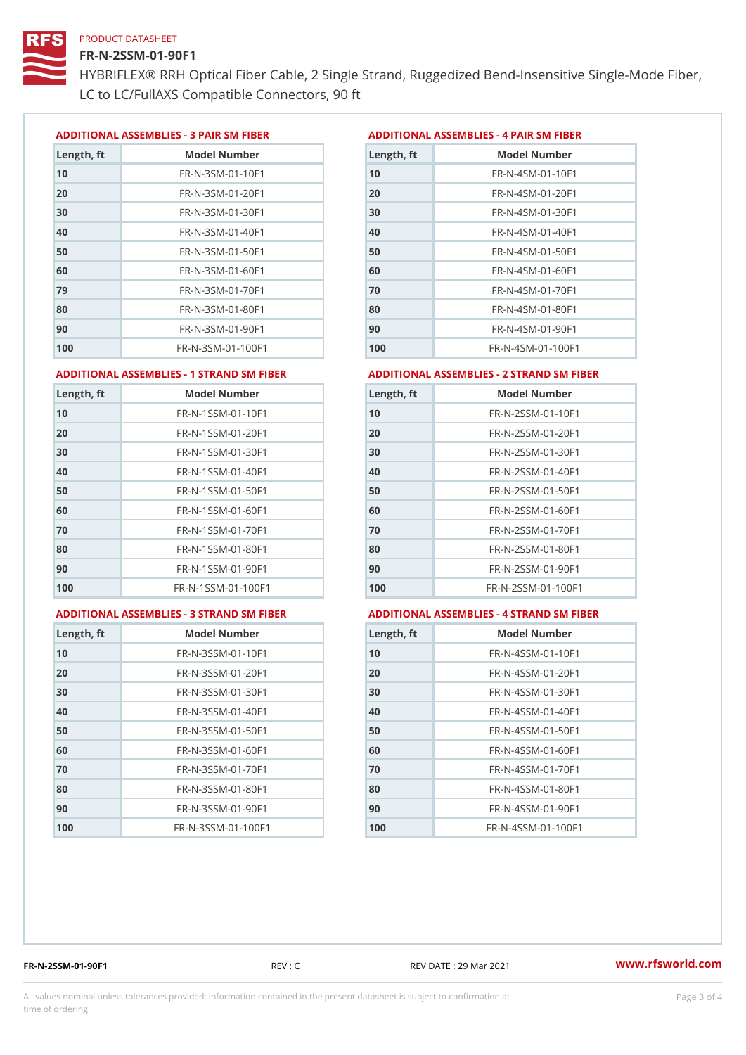PRODUCT DATASHEET

# FR-N-2SSM-01-90F1

HYBRIFLEX® RRH Optical Fiber Cable, 2 Single Strand, Ruggedized Bend-Insensitive Single-Mode Fiber, LC to LC/FullAXS Compatible Connectors, 90 ft

### ADDITIONAL ASSEMBLIES - 3 PAIR SM FIBER

| Length, ft | Model Number |
|---|---|
| 10 | FR-N-3SM-01-10F1 |
| 20 | FR-N-3SM-01-20F1 |
| 30 | FR-N-3SM-01-30F1 |
| 40 | FR-N-3SM-01-40F1 |
| 50 | FR-N-3SM-01-50F1 |
| 60 | FR-N-3SM-01-60F1 |
| 79 | FR-N-3SM-01-70F1 |
| 80 | FR-N-3SM-01-80F1 |
| 90 | FR-N-3SM-01-90F1 |
| 100 | FR-N-3SM-01-100F1 |

### ADDITIONAL ASSEMBLIES - 4 PAIR SM FIBER

| Length, ft | Model Number |
|---|---|
| 10 | FR-N-4SM-01-10F1 |
| 20 | FR-N-4SM-01-20F1 |
| 30 | FR-N-4SM-01-30F1 |
| 40 | FR-N-4SM-01-40F1 |
| 50 | FR-N-4SM-01-50F1 |
| 60 | FR-N-4SM-01-60F1 |
| 70 | FR-N-4SM-01-70F1 |
| 80 | FR-N-4SM-01-80F1 |
| 90 | FR-N-4SM-01-90F1 |
| 100 | FR-N-4SM-01-100F1 |

### ADDITIONAL ASSEMBLIES - 1 STRAND SM FIBER

| Length, ft | Model Number |
|---|---|
| 10 | FR-N-1SSM-01-10F1 |
| 20 | FR-N-1SSM-01-20F1 |
| 30 | FR-N-1SSM-01-30F1 |
| 40 | FR-N-1SSM-01-40F1 |
| 50 | FR-N-1SSM-01-50F1 |
| 60 | FR-N-1SSM-01-60F1 |
| 70 | FR-N-1SSM-01-70F1 |
| 80 | FR-N-1SSM-01-80F1 |
| 90 | FR-N-1SSM-01-90F1 |
| 100 | FR-N-1SSM-01-100F1 |

### ADDITIONAL ASSEMBLIES - 2 STRAND SM FIBER

| Length, ft | Model Number |
|---|---|
| 10 | FR-N-2SSM-01-10F1 |
| 20 | FR-N-2SSM-01-20F1 |
| 30 | FR-N-2SSM-01-30F1 |
| 40 | FR-N-2SSM-01-40F1 |
| 50 | FR-N-2SSM-01-50F1 |
| 60 | FR-N-2SSM-01-60F1 |
| 70 | FR-N-2SSM-01-70F1 |
| 80 | FR-N-2SSM-01-80F1 |
| 90 | FR-N-2SSM-01-90F1 |
| 100 | FR-N-2SSM-01-100F1 |

### ADDITIONAL ASSEMBLIES - 3 STRAND SM FIBER

| Length, ft | Model Number |
|---|---|
| 10 | FR-N-3SSM-01-10F1 |
| 20 | FR-N-3SSM-01-20F1 |
| 30 | FR-N-3SSM-01-30F1 |
| 40 | FR-N-3SSM-01-40F1 |
| 50 | FR-N-3SSM-01-50F1 |
| 60 | FR-N-3SSM-01-60F1 |
| 70 | FR-N-3SSM-01-70F1 |
| 80 | FR-N-3SSM-01-80F1 |
| 90 | FR-N-3SSM-01-90F1 |
| 100 | FR-N-3SSM-01-100F1 |

### ADDITIONAL ASSEMBLIES - 4 STRAND SM FIBER

| Length, ft | Model Number |
|---|---|
| 10 | FR-N-4SSM-01-10F1 |
| 20 | FR-N-4SSM-01-20F1 |
| 30 | FR-N-4SSM-01-30F1 |
| 40 | FR-N-4SSM-01-40F1 |
| 50 | FR-N-4SSM-01-50F1 |
| 60 | FR-N-4SSM-01-60F1 |
| 70 | FR-N-4SSM-01-70F1 |
| 80 | FR-N-4SSM-01-80F1 |
| 90 | FR-N-4SSM-01-90F1 |
| 100 | FR-N-4SSM-01-100F1 |

FR-N-2SSM-01-90F1 REV : C REV DATE : 29 Mar 2021 www.rfsworld.com

All values nominal unless tolerances provided; information contained in the present datasheet is subject to confirmation at time of ordering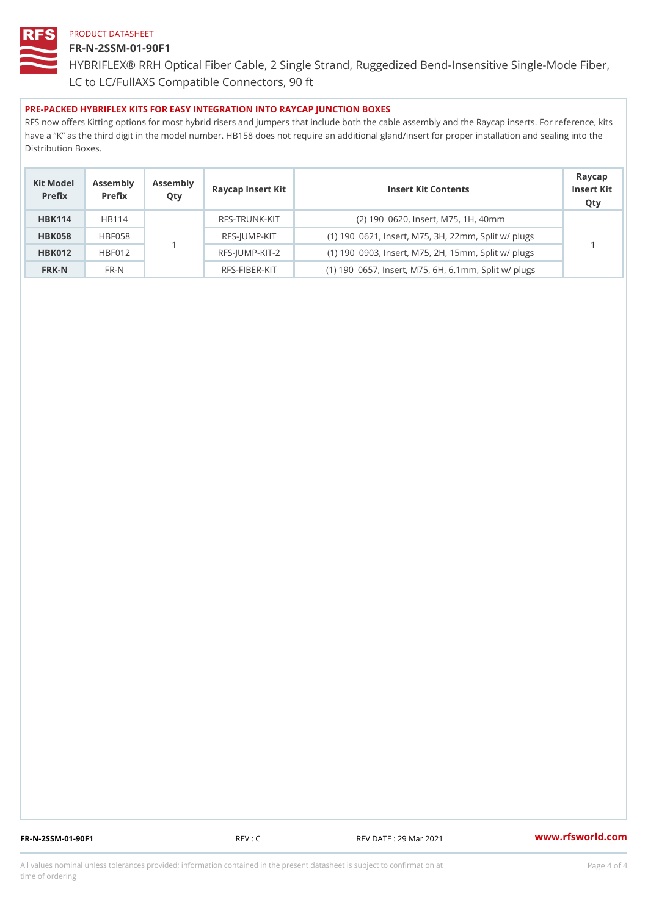PRODUCT DATASHEET

# FR-N-2SSM-01-90F1

HYBRIFLEX® RRH Optical Fiber Cable, 2 Single Strand, Ruggedized Bend-Insensitive Single-Mode Fiber, LC to LC/FullAXS Compatible Connectors, 90 ft

## PRE-PACKED HYBRIFLEX KITS FOR EASY INTEGRATION INTO RAYCAP JUNCTION BOXES

RFS now offers Kitting options for most hybrid risers and jumpers that include both the cable assembly and the Raycap inserts. For reference, kits have a "K" as the third digit in the model number. HB158 does not require an additional gland/insert for proper installation and sealing into the Distribution Boxes.

| Kit Model Prefix | Assembly Prefix | Assembly Qty | Raycap Insert Kit | Insert Kit Contents | Raycap Insert Kit Qty |
|---|---|---|---|---|---|
| **HBK114** | HB114 | 1 | RFS-TRUNK-KIT | (2) 190 0620, Insert, M75, 1H, 40mm | 1 |
| **HBK058** | HBF058 | | RFS-JUMP-KIT | (1) 190 0621, Insert, M75, 3H, 22mm, Split w/ plugs | |
| **HBK012** | HBF012 | | RFS-JUMP-KIT-2 | (1) 190 0903, Insert, M75, 2H, 15mm, Split w/ plugs | |
| **FRK-N** | FR-N | | RFS-FIBER-KIT | (1) 190 0657, Insert, M75, 6H, 6.1mm, Split w/ plugs | |

FR-N-2SSM-01-90F1 REV : C REV DATE : 29 Mar 2021 www.rfsworld.com

All values nominal unless tolerances provided; information contained in the present datasheet is subject to confirmation at time of ordering